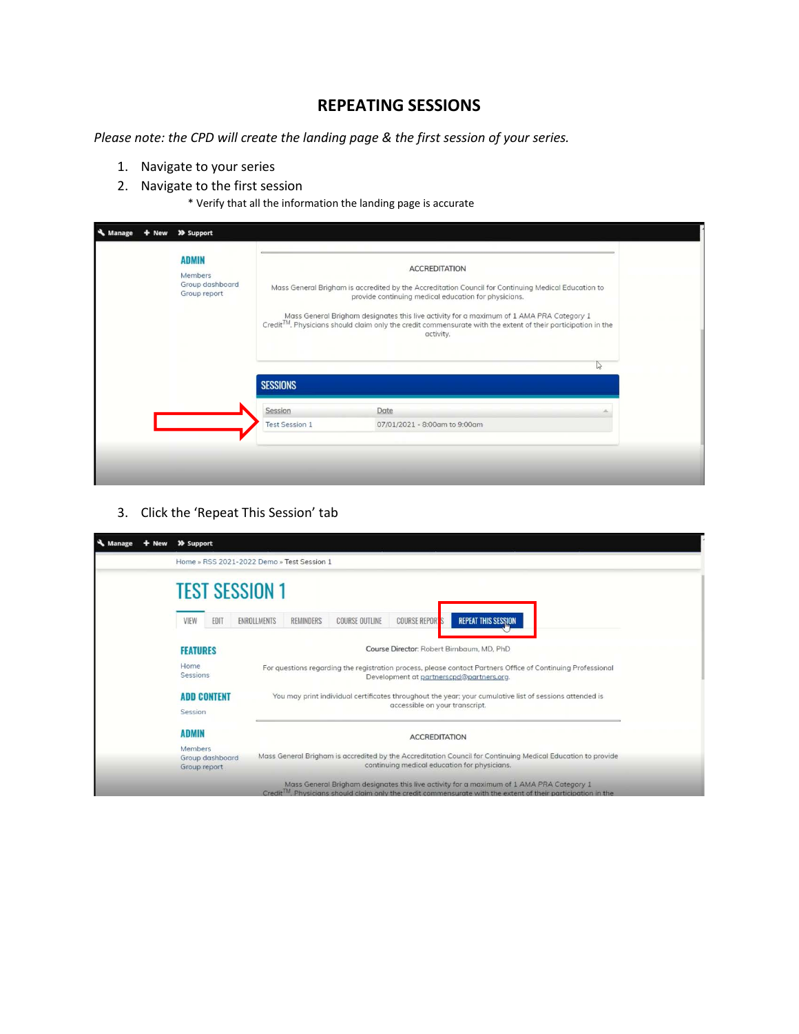# REPEATING SESSIONS

*Please note: the CPD will create the landing page & the first session of your series.*

1. Navigate to your series
2. Navigate to the first session
   * Verify that all the information the landing page is accurate

3. Click the 'Repeat This Session' tab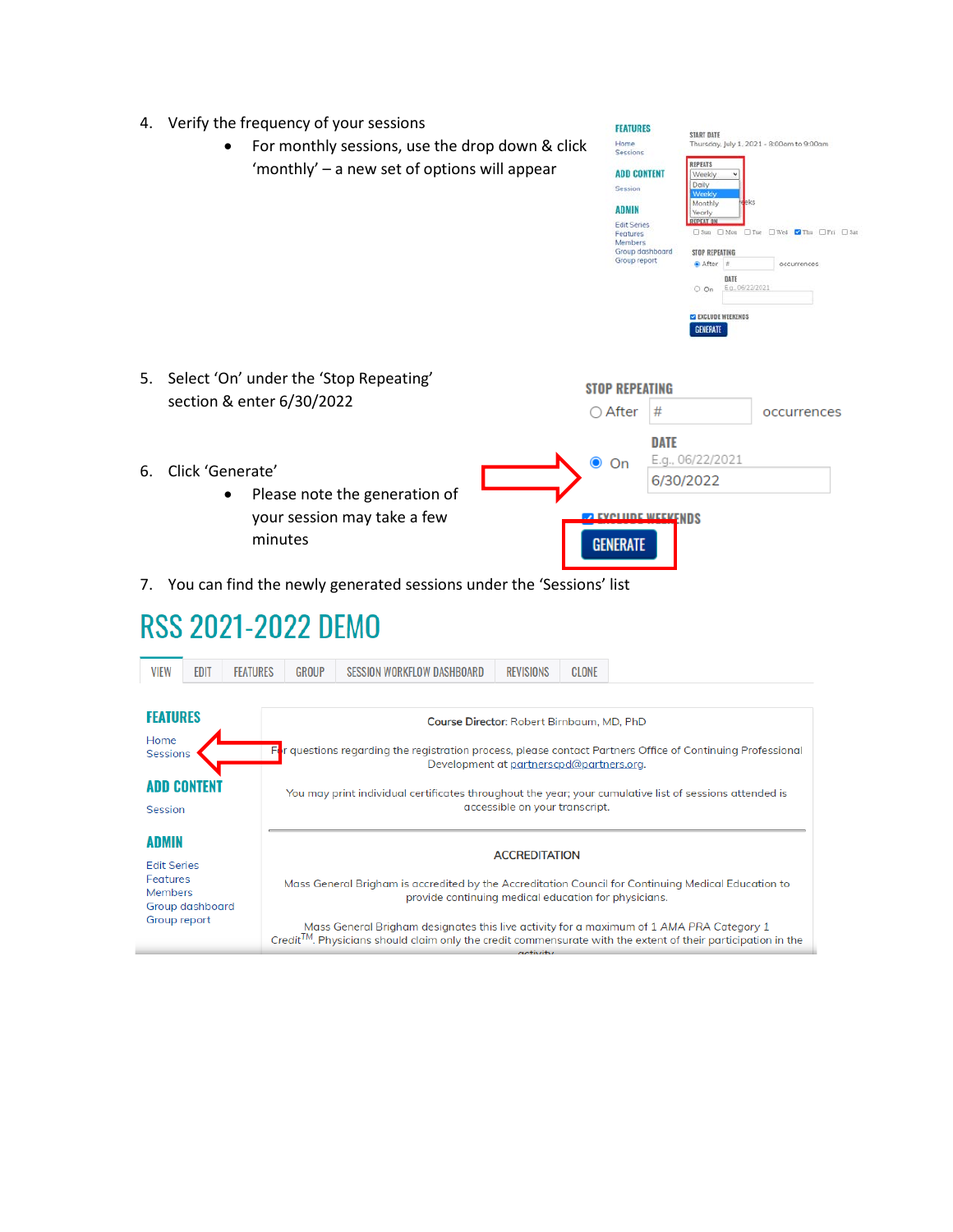4. Verify the frequency of your sessions
   - For monthly sessions, use the drop down & click 'monthly' – a new set of options will appear

5. Select 'On' under the 'Stop Repeating' section & enter 6/30/2022

6. Click 'Generate'
   - Please note the generation of your session may take a few minutes

7. You can find the newly generated sessions under the 'Sessions' list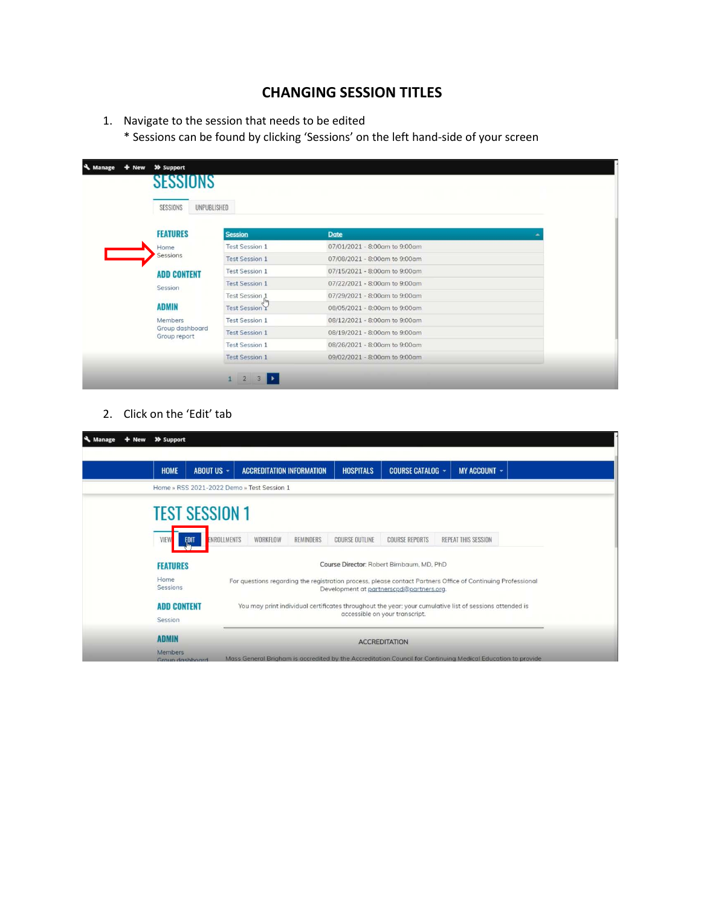# CHANGING SESSION TITLES

1. Navigate to the session that needs to be edited
   * Sessions can be found by clicking 'Sessions' on the left hand-side of your screen

2. Click on the 'Edit' tab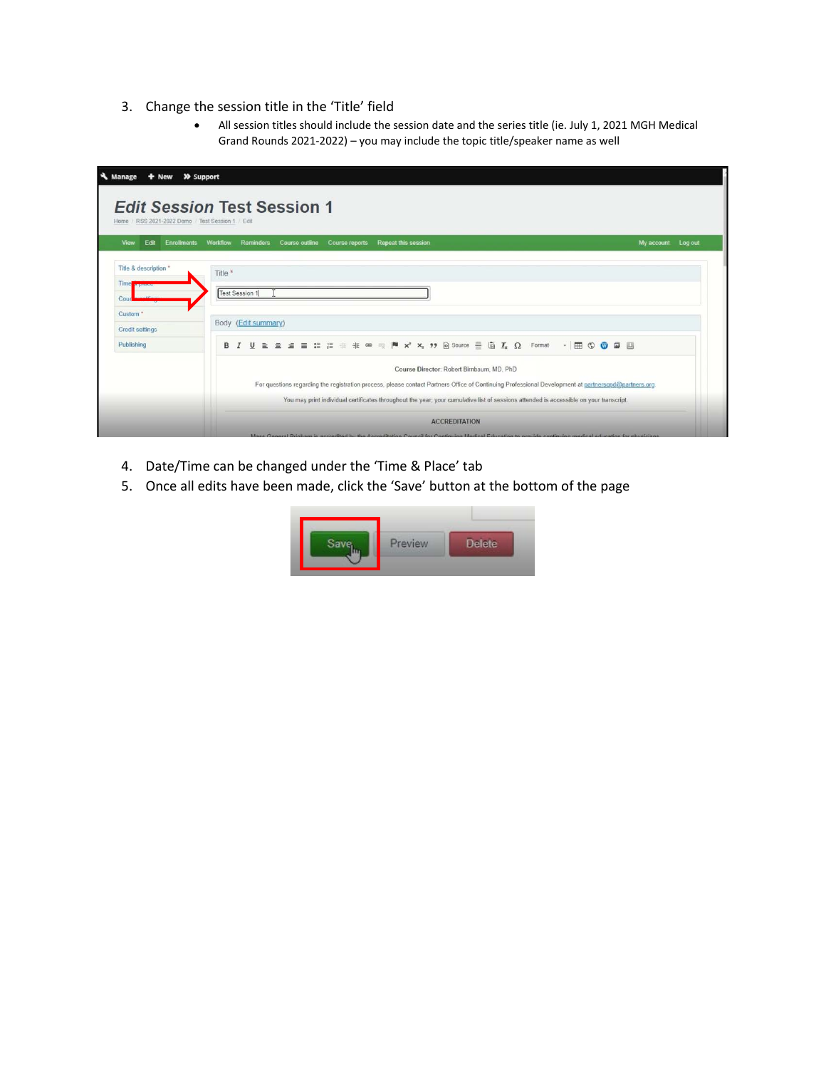3. Change the session title in the 'Title' field
    - All session titles should include the session date and the series title (ie. July 1, 2021 MGH Medical Grand Rounds 2021-2022) – you may include the topic title/speaker name as well

4. Date/Time can be changed under the 'Time & Place' tab
5. Once all edits have been made, click the 'Save' button at the bottom of the page